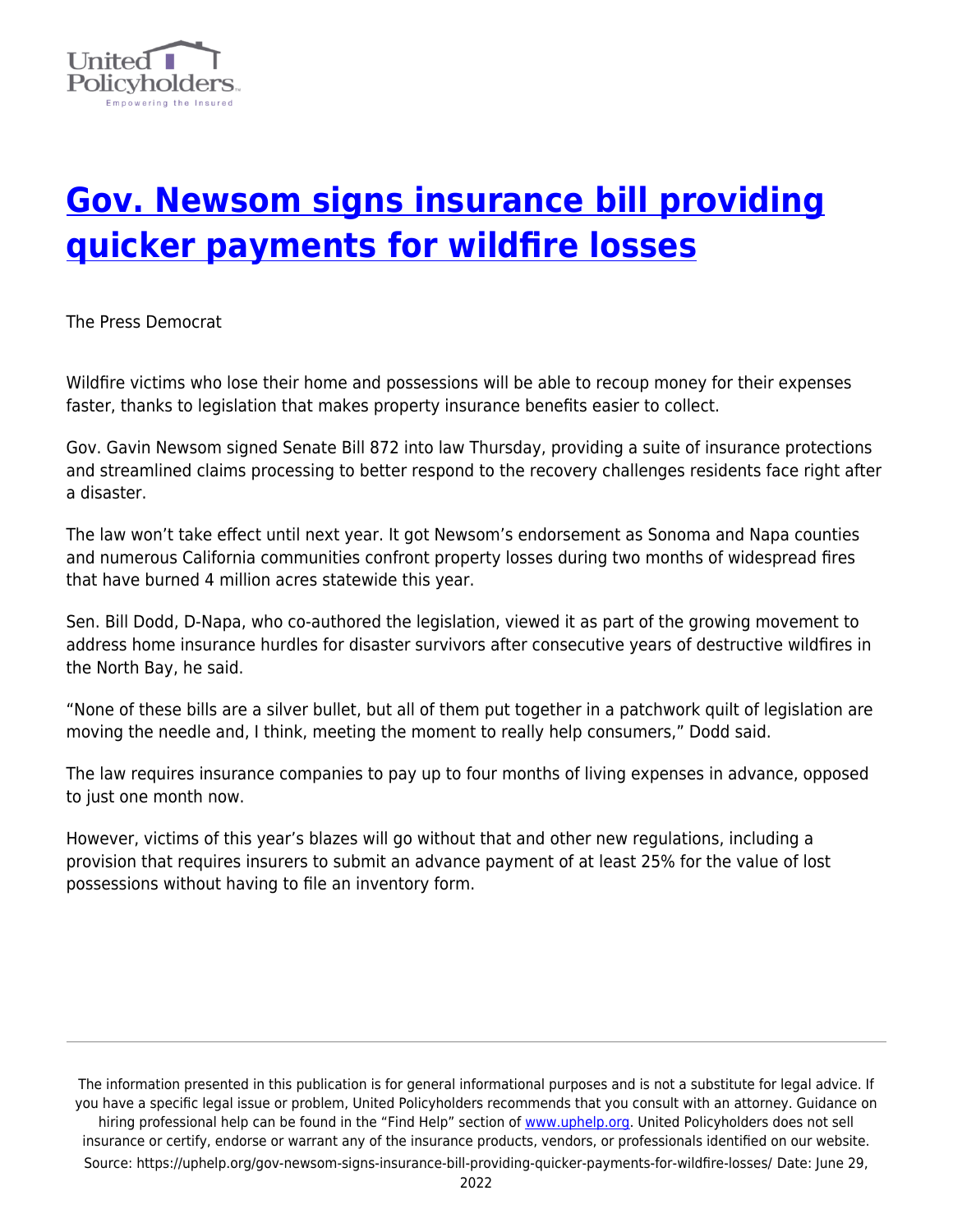# [Gov. Newsom signs insurance bill providing quicker payments for wildfire losses](https://uphelp.org/gov-newsom-signs-insurance-bill-providing-quicker-payments-for-wildfire-losses/)

The Press Democrat

Wildfire victims who lose their home and possessions will be able to recoup money for their expenses faster, thanks to legislation that makes property insurance benefits easier to collect.

Gov. Gavin Newsom signed Senate Bill 872 into law Thursday, providing a suite of insurance protections and streamlined claims processing to better respond to the recovery challenges residents face right after a disaster.

The law won't take effect until next year. It got Newsom's endorsement as Sonoma and Napa counties and numerous California communities confront property losses during two months of widespread fires that have burned 4 million acres statewide this year.

Sen. Bill Dodd, D-Napa, who co-authored the legislation, viewed it as part of the growing movement to address home insurance hurdles for disaster survivors after consecutive years of destructive wildfires in the North Bay, he said.

"None of these bills are a silver bullet, but all of them put together in a patchwork quilt of legislation are moving the needle and, I think, meeting the moment to really help consumers," Dodd said.

The law requires insurance companies to pay up to four months of living expenses in advance, opposed to just one month now.

However, victims of this year's blazes will go without that and other new regulations, including a provision that requires insurers to submit an advance payment of at least 25% for the value of lost possessions without having to file an inventory form.

The information presented in this publication is for general informational purposes and is not a substitute for legal advice. If you have a specific legal issue or problem, United Policyholders recommends that you consult with an attorney. Guidance on hiring professional help can be found in the "Find Help" section of [www.uphelp.org](http://www.uphelp.org). United Policyholders does not sell insurance or certify, endorse or warrant any of the insurance products, vendors, or professionals identified on our website.
Source: https://uphelp.org/gov-newsom-signs-insurance-bill-providing-quicker-payments-for-wildfire-losses/ Date: June 29, 2022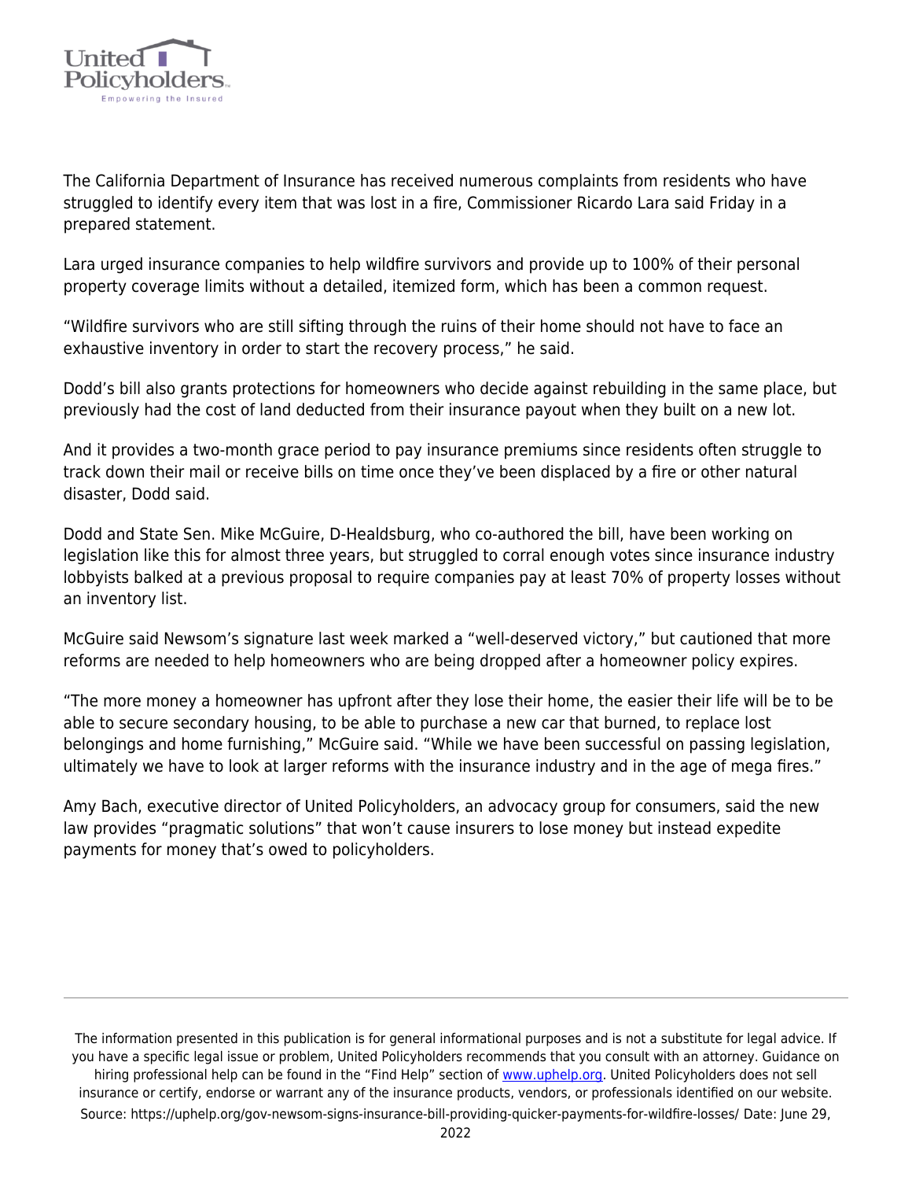The California Department of Insurance has received numerous complaints from residents who have struggled to identify every item that was lost in a fire, Commissioner Ricardo Lara said Friday in a prepared statement.

Lara urged insurance companies to help wildfire survivors and provide up to 100% of their personal property coverage limits without a detailed, itemized form, which has been a common request.

"Wildfire survivors who are still sifting through the ruins of their home should not have to face an exhaustive inventory in order to start the recovery process," he said.

Dodd's bill also grants protections for homeowners who decide against rebuilding in the same place, but previously had the cost of land deducted from their insurance payout when they built on a new lot.

And it provides a two-month grace period to pay insurance premiums since residents often struggle to track down their mail or receive bills on time once they've been displaced by a fire or other natural disaster, Dodd said.

Dodd and State Sen. Mike McGuire, D-Healdsburg, who co-authored the bill, have been working on legislation like this for almost three years, but struggled to corral enough votes since insurance industry lobbyists balked at a previous proposal to require companies pay at least 70% of property losses without an inventory list.

McGuire said Newsom's signature last week marked a "well-deserved victory," but cautioned that more reforms are needed to help homeowners who are being dropped after a homeowner policy expires.

"The more money a homeowner has upfront after they lose their home, the easier their life will be to be able to secure secondary housing, to be able to purchase a new car that burned, to replace lost belongings and home furnishing," McGuire said. "While we have been successful on passing legislation, ultimately we have to look at larger reforms with the insurance industry and in the age of mega fires."

Amy Bach, executive director of United Policyholders, an advocacy group for consumers, said the new law provides "pragmatic solutions" that won't cause insurers to lose money but instead expedite payments for money that's owed to policyholders.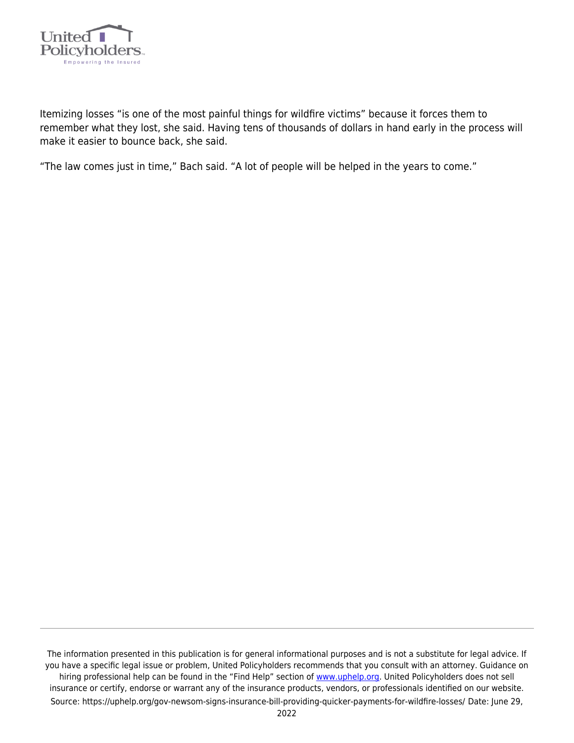Itemizing losses "is one of the most painful things for wildfire victims" because it forces them to remember what they lost, she said. Having tens of thousands of dollars in hand early in the process will make it easier to bounce back, she said.

"The law comes just in time," Bach said. "A lot of people will be helped in the years to come."

---

The information presented in this publication is for general informational purposes and is not a substitute for legal advice. If you have a specific legal issue or problem, United Policyholders recommends that you consult with an attorney. Guidance on hiring professional help can be found in the "Find Help" section of [www.uphelp.org](http://www.uphelp.org). United Policyholders does not sell insurance or certify, endorse or warrant any of the insurance products, vendors, or professionals identified on our website.
Source: https://uphelp.org/gov-newsom-signs-insurance-bill-providing-quicker-payments-for-wildfire-losses/ Date: June 29, 2022